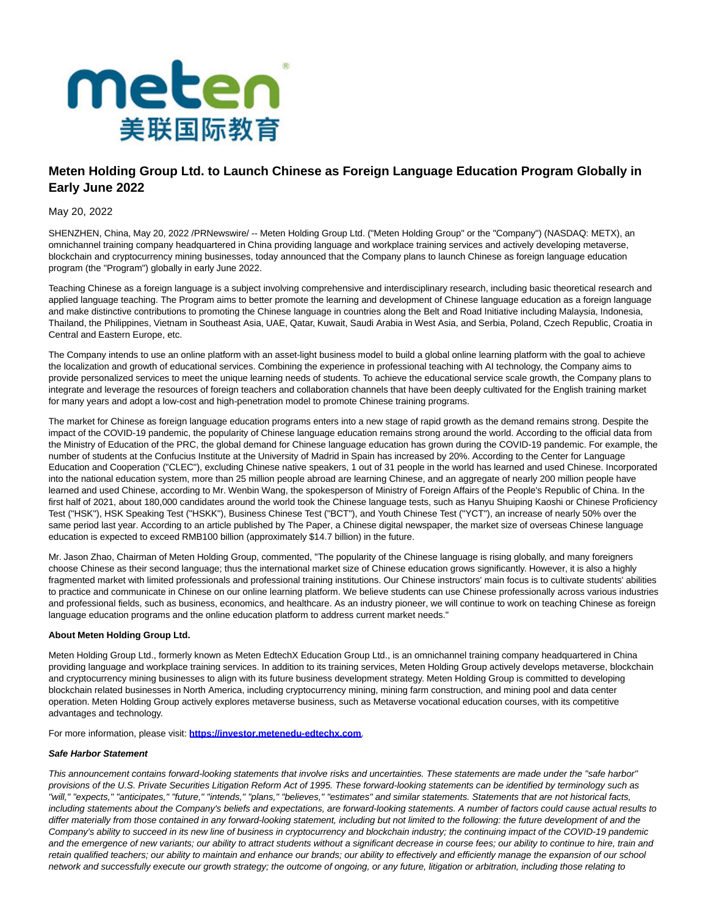# Meten Holding Group Ltd. to Launch Chinese as Foreign Language Education Program Globally in Early June 2022

May 20, 2022

SHENZHEN, China, May 20, 2022 /PRNewswire/ -- Meten Holding Group Ltd. ("Meten Holding Group" or the "Company") (NASDAQ: METX), an omnichannel training company headquartered in China providing language and workplace training services and actively developing metaverse, blockchain and cryptocurrency mining businesses, today announced that the Company plans to launch Chinese as foreign language education program (the "Program") globally in early June 2022.

Teaching Chinese as a foreign language is a subject involving comprehensive and interdisciplinary research, including basic theoretical research and applied language teaching. The Program aims to better promote the learning and development of Chinese language education as a foreign language and make distinctive contributions to promoting the Chinese language in countries along the Belt and Road Initiative including Malaysia, Indonesia, Thailand, the Philippines, Vietnam in Southeast Asia, UAE, Qatar, Kuwait, Saudi Arabia in West Asia, and Serbia, Poland, Czech Republic, Croatia in Central and Eastern Europe, etc.

The Company intends to use an online platform with an asset-light business model to build a global online learning platform with the goal to achieve the localization and growth of educational services. Combining the experience in professional teaching with AI technology, the Company aims to provide personalized services to meet the unique learning needs of students. To achieve the educational service scale growth, the Company plans to integrate and leverage the resources of foreign teachers and collaboration channels that have been deeply cultivated for the English training market for many years and adopt a low-cost and high-penetration model to promote Chinese training programs.

The market for Chinese as foreign language education programs enters into a new stage of rapid growth as the demand remains strong. Despite the impact of the COVID-19 pandemic, the popularity of Chinese language education remains strong around the world. According to the official data from the Ministry of Education of the PRC, the global demand for Chinese language education has grown during the COVID-19 pandemic. For example, the number of students at the Confucius Institute at the University of Madrid in Spain has increased by 20%. According to the Center for Language Education and Cooperation ("CLEC"), excluding Chinese native speakers, 1 out of 31 people in the world has learned and used Chinese. Incorporated into the national education system, more than 25 million people abroad are learning Chinese, and an aggregate of nearly 200 million people have learned and used Chinese, according to Mr. Wenbin Wang, the spokesperson of Ministry of Foreign Affairs of the People's Republic of China. In the first half of 2021, about 180,000 candidates around the world took the Chinese language tests, such as Hanyu Shuiping Kaoshi or Chinese Proficiency Test ("HSK"), HSK Speaking Test ("HSKK"), Business Chinese Test ("BCT"), and Youth Chinese Test ("YCT"), an increase of nearly 50% over the same period last year. According to an article published by The Paper, a Chinese digital newspaper, the market size of overseas Chinese language education is expected to exceed RMB100 billion (approximately $14.7 billion) in the future.

Mr. Jason Zhao, Chairman of Meten Holding Group, commented, "The popularity of the Chinese language is rising globally, and many foreigners choose Chinese as their second language; thus the international market size of Chinese education grows significantly. However, it is also a highly fragmented market with limited professionals and professional training institutions. Our Chinese instructors' main focus is to cultivate students' abilities to practice and communicate in Chinese on our online learning platform. We believe students can use Chinese professionally across various industries and professional fields, such as business, economics, and healthcare. As an industry pioneer, we will continue to work on teaching Chinese as foreign language education programs and the online education platform to address current market needs."

**About Meten Holding Group Ltd.**

Meten Holding Group Ltd., formerly known as Meten EdtechX Education Group Ltd., is an omnichannel training company headquartered in China providing language and workplace training services. In addition to its training services, Meten Holding Group actively develops metaverse, blockchain and cryptocurrency mining businesses to align with its future business development strategy. Meten Holding Group is committed to developing blockchain related businesses in North America, including cryptocurrency mining, mining farm construction, and mining pool and data center operation. Meten Holding Group actively explores metaverse business, such as Metaverse vocational education courses, with its competitive advantages and technology.

For more information, please visit: **https://investor.metenedu-edtechx.com**.

***Safe Harbor Statement***

*This announcement contains forward-looking statements that involve risks and uncertainties. These statements are made under the "safe harbor" provisions of the U.S. Private Securities Litigation Reform Act of 1995. These forward-looking statements can be identified by terminology such as "will," "expects," "anticipates," "future," "intends," "plans," "believes," "estimates" and similar statements. Statements that are not historical facts, including statements about the Company's beliefs and expectations, are forward-looking statements. A number of factors could cause actual results to differ materially from those contained in any forward-looking statement, including but not limited to the following: the future development of and the Company's ability to succeed in its new line of business in cryptocurrency and blockchain industry; the continuing impact of the COVID-19 pandemic and the emergence of new variants; our ability to attract students without a significant decrease in course fees; our ability to continue to hire, train and retain qualified teachers; our ability to maintain and enhance our brands; our ability to effectively and efficiently manage the expansion of our school network and successfully execute our growth strategy; the outcome of ongoing, or any future, litigation or arbitration, including those relating to*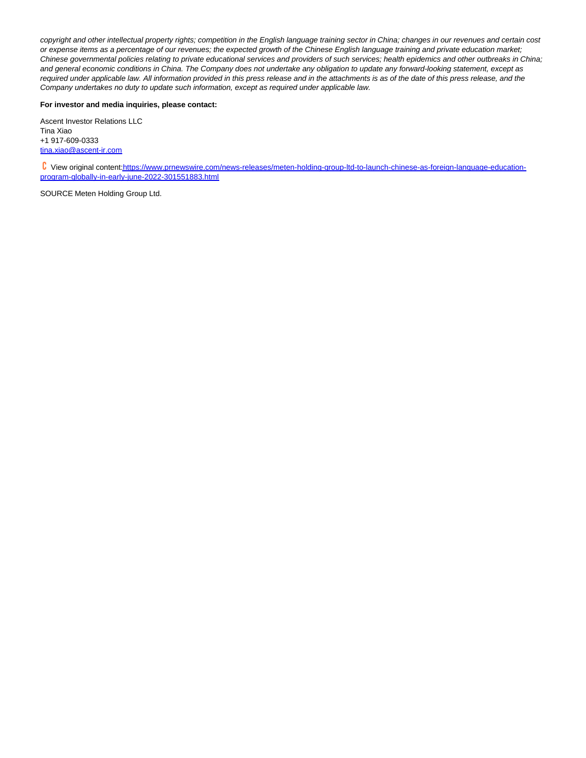*copyright and other intellectual property rights; competition in the English language training sector in China; changes in our revenues and certain cost or expense items as a percentage of our revenues; the expected growth of the Chinese English language training and private education market; Chinese governmental policies relating to private educational services and providers of such services; health epidemics and other outbreaks in China; and general economic conditions in China. The Company does not undertake any obligation to update any forward-looking statement, except as required under applicable law. All information provided in this press release and in the attachments is as of the date of this press release, and the Company undertakes no duty to update such information, except as required under applicable law.*

**For investor and media inquiries, please contact:**

Ascent Investor Relations LLC
Tina Xiao
+1 917-609-0333
tina.xiao@ascent-ir.com

View original content:https://www.prnewswire.com/news-releases/meten-holding-group-ltd-to-launch-chinese-as-foreign-language-education-program-globally-in-early-june-2022-301551883.html

SOURCE Meten Holding Group Ltd.